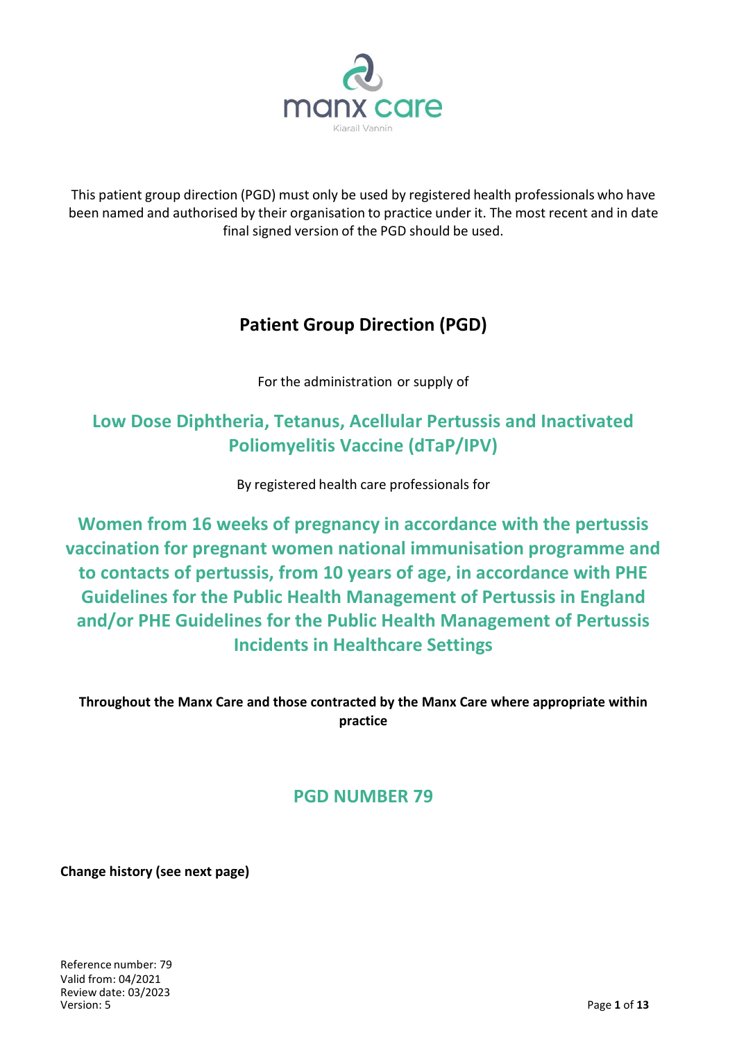manx care

Kiarail Vannin

This patient group direction (PGD) must only be used by registered health professionals who have been named and authorised by their organisation to practice under it. The most recent and in date final signed version of the PGD should be used.

# Patient Group Direction (PGD)

For the administration or supply of

## Low Dose Diphtheria, Tetanus, Acellular Pertussis and Inactivated Poliomyelitis Vaccine (dTaP/IPV)

By registered health care professionals for

## Women from 16 weeks of pregnancy in accordance with the pertussis vaccination for pregnant women national immunisation programme and to contacts of pertussis, from 10 years of age, in accordance with PHE Guidelines for the Public Health Management of Pertussis in England and/or PHE Guidelines for the Public Health Management of Pertussis Incidents in Healthcare Settings

**Throughout the Manx Care and those contracted by the Manx Care where appropriate within practice**

## PGD NUMBER 79

**Change history (see next page)**

Reference number: 79
Valid from: 04/2021
Review date: 03/2023
Version: 5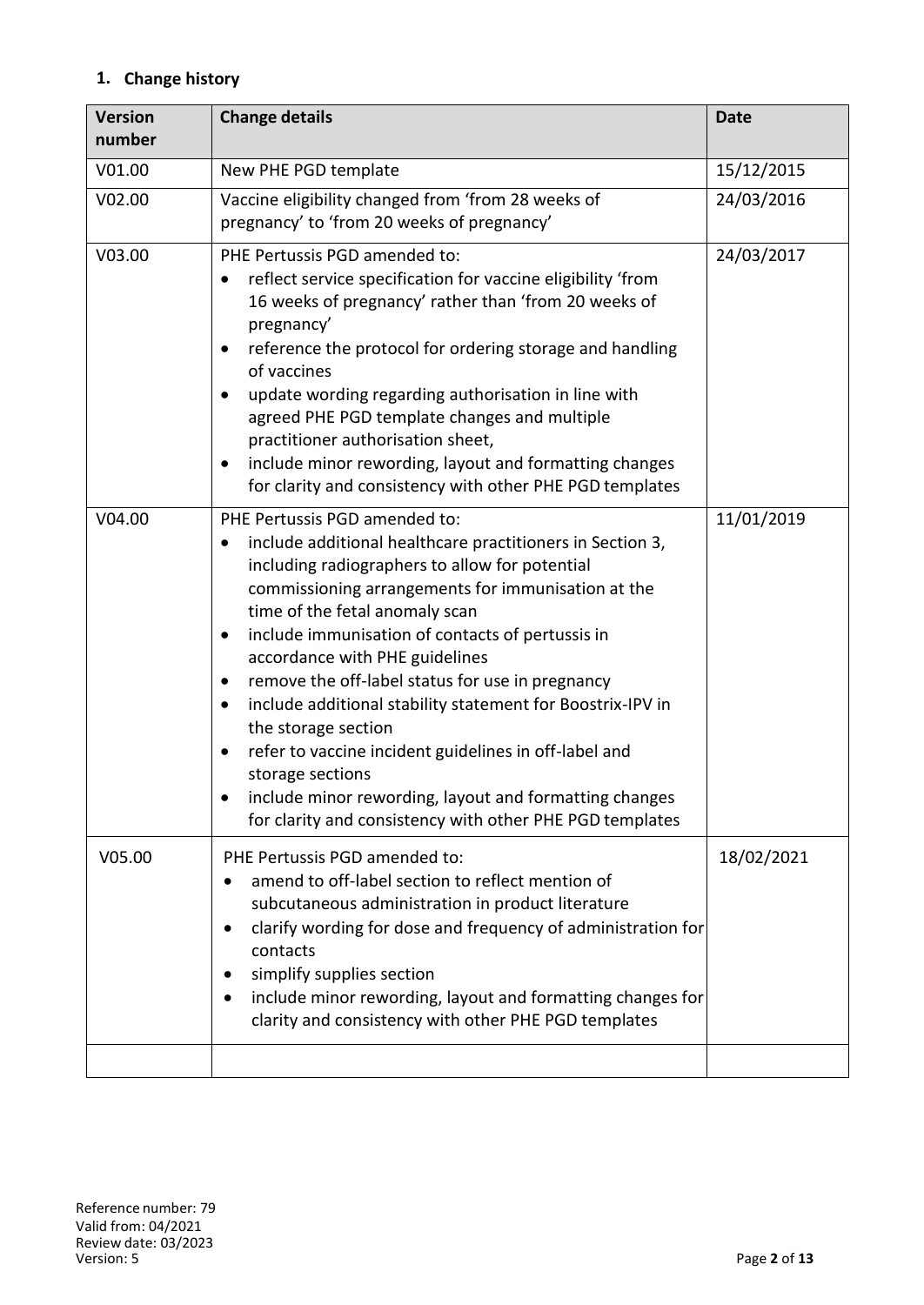## 1. Change history

| Version number | Change details | Date |
|---|---|---|
| V01.00 | New PHE PGD template | 15/12/2015 |
| V02.00 | Vaccine eligibility changed from 'from 28 weeks of pregnancy' to 'from 20 weeks of pregnancy' | 24/03/2016 |
| V03.00 | PHE Pertussis PGD amended to:<br>• reflect service specification for vaccine eligibility 'from 16 weeks of pregnancy' rather than 'from 20 weeks of pregnancy'<br>• reference the protocol for ordering storage and handling of vaccines<br>• update wording regarding authorisation in line with agreed PHE PGD template changes and multiple practitioner authorisation sheet,<br>• include minor rewording, layout and formatting changes for clarity and consistency with other PHE PGD templates | 24/03/2017 |
| V04.00 | PHE Pertussis PGD amended to:<br>• include additional healthcare practitioners in Section 3, including radiographers to allow for potential commissioning arrangements for immunisation at the time of the fetal anomaly scan<br>• include immunisation of contacts of pertussis in accordance with PHE guidelines<br>• remove the off-label status for use in pregnancy<br>• include additional stability statement for Boostrix-IPV in the storage section<br>• refer to vaccine incident guidelines in off-label and storage sections<br>• include minor rewording, layout and formatting changes for clarity and consistency with other PHE PGD templates | 11/01/2019 |
| V05.00 | PHE Pertussis PGD amended to:<br>• amend to off-label section to reflect mention of subcutaneous administration in product literature<br>• clarify wording for dose and frequency of administration for contacts<br>• simplify supplies section<br>• include minor rewording, layout and formatting changes for clarity and consistency with other PHE PGD templates | 18/02/2021 |
| | | |

Reference number: 79
Valid from: 04/2021
Review date: 03/2023
Version: 5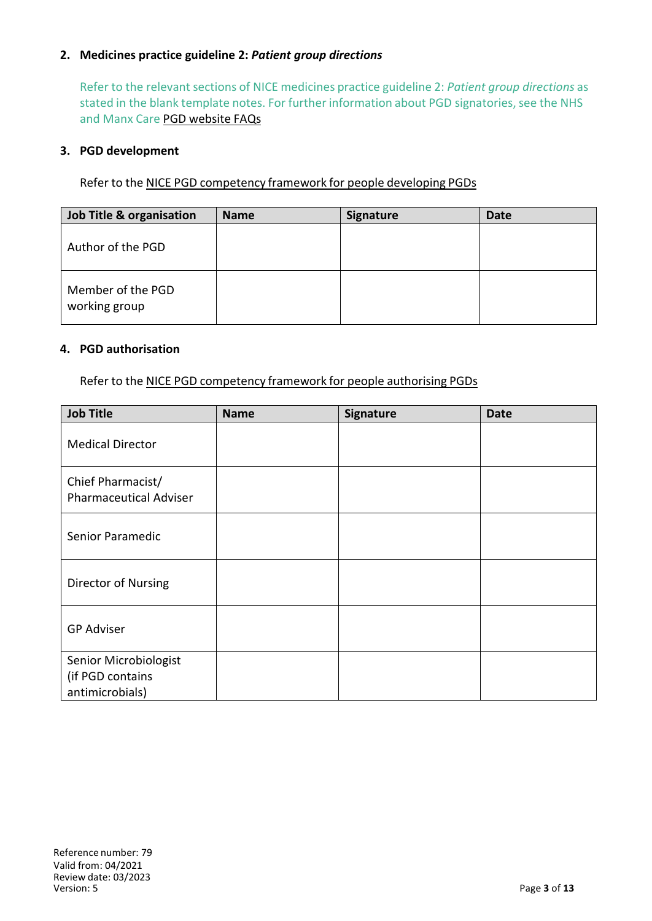## 2. Medicines practice guideline 2: *Patient group directions*

Refer to the relevant sections of NICE medicines practice guideline 2: *Patient group directions* as stated in the blank template notes. For further information about PGD signatories, see the NHS and Manx Care PGD website FAQs

## 3. PGD development

Refer to the NICE PGD competency framework for people developing PGDs

| Job Title & organisation | Name | Signature | Date |
|---|---|---|---|
| Author of the PGD | | | |
| Member of the PGD working group | | | |

## 4. PGD authorisation

Refer to the NICE PGD competency framework for people authorising PGDs

| Job Title | Name | Signature | Date |
|---|---|---|---|
| Medical Director | | | |
| Chief Pharmacist/ Pharmaceutical Adviser | | | |
| Senior Paramedic | | | |
| Director of Nursing | | | |
| GP Adviser | | | |
| Senior Microbiologist (if PGD contains antimicrobials) | | | |

Reference number: 79
Valid from: 04/2021
Review date: 03/2023
Version: 5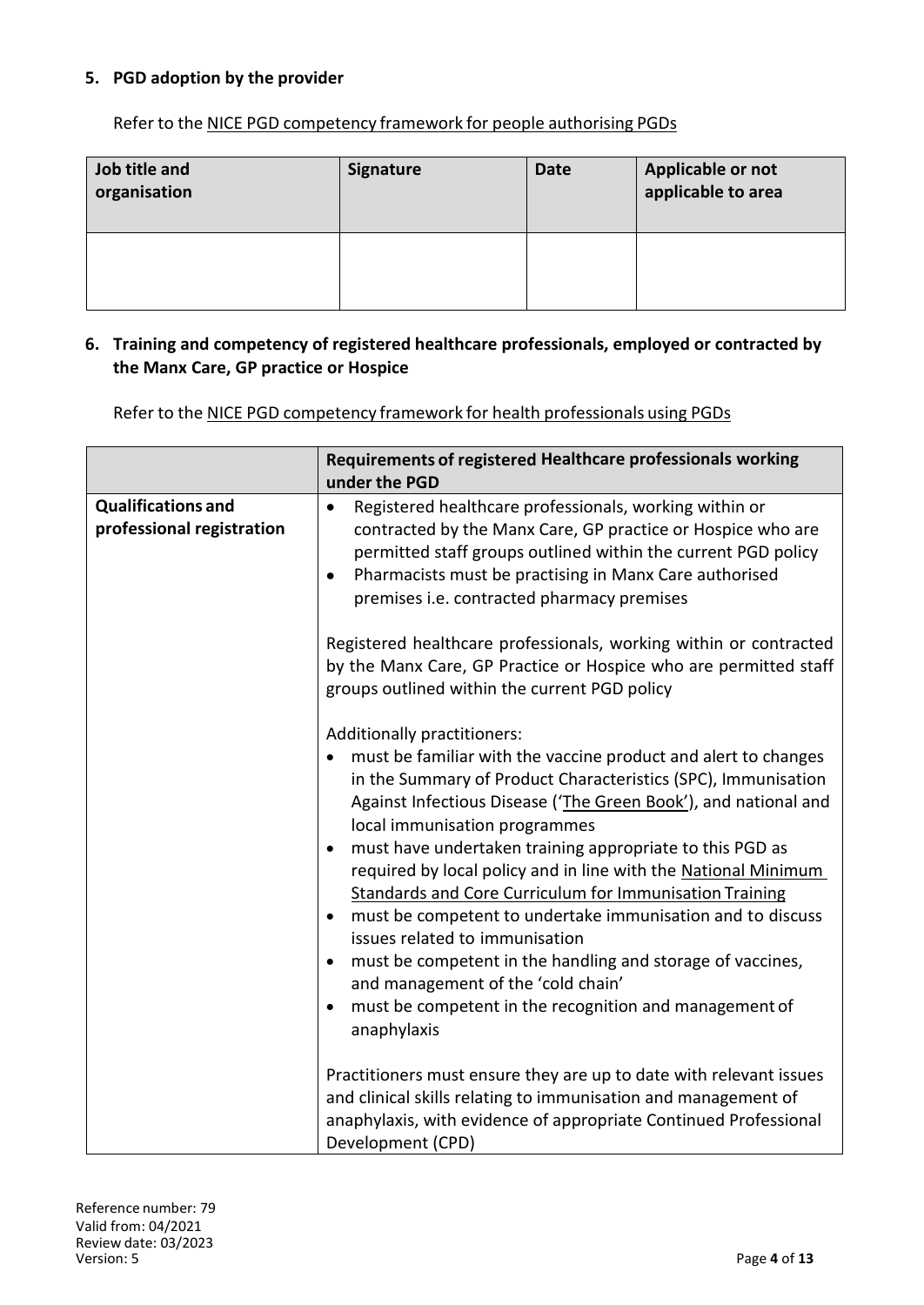## 5. PGD adoption by the provider

Refer to the NICE PGD competency framework for people authorising PGDs

| Job title and organisation | Signature | Date | Applicable or not applicable to area |
|---|---|---|---|
| | | | |

## 6. Training and competency of registered healthcare professionals, employed or contracted by the Manx Care, GP practice or Hospice

Refer to the NICE PGD competency framework for health professionals using PGDs

| | Requirements of registered Healthcare professionals working under the PGD |
|---|---|
| **Qualifications and professional registration** | • Registered healthcare professionals, working within or contracted by the Manx Care, GP practice or Hospice who are permitted staff groups outlined within the current PGD policy<br>• Pharmacists must be practising in Manx Care authorised premises i.e. contracted pharmacy premises<br><br>Registered healthcare professionals, working within or contracted by the Manx Care, GP Practice or Hospice who are permitted staff groups outlined within the current PGD policy<br><br>Additionally practitioners:<br>• must be familiar with the vaccine product and alert to changes in the Summary of Product Characteristics (SPC), Immunisation Against Infectious Disease ('The Green Book'), and national and local immunisation programmes<br>• must have undertaken training appropriate to this PGD as required by local policy and in line with the National Minimum Standards and Core Curriculum for Immunisation Training<br>• must be competent to undertake immunisation and to discuss issues related to immunisation<br>• must be competent in the handling and storage of vaccines, and management of the 'cold chain'<br>• must be competent in the recognition and management of anaphylaxis<br><br>Practitioners must ensure they are up to date with relevant issues and clinical skills relating to immunisation and management of anaphylaxis, with evidence of appropriate Continued Professional Development (CPD) |

Reference number: 79
Valid from: 04/2021
Review date: 03/2023
Version: 5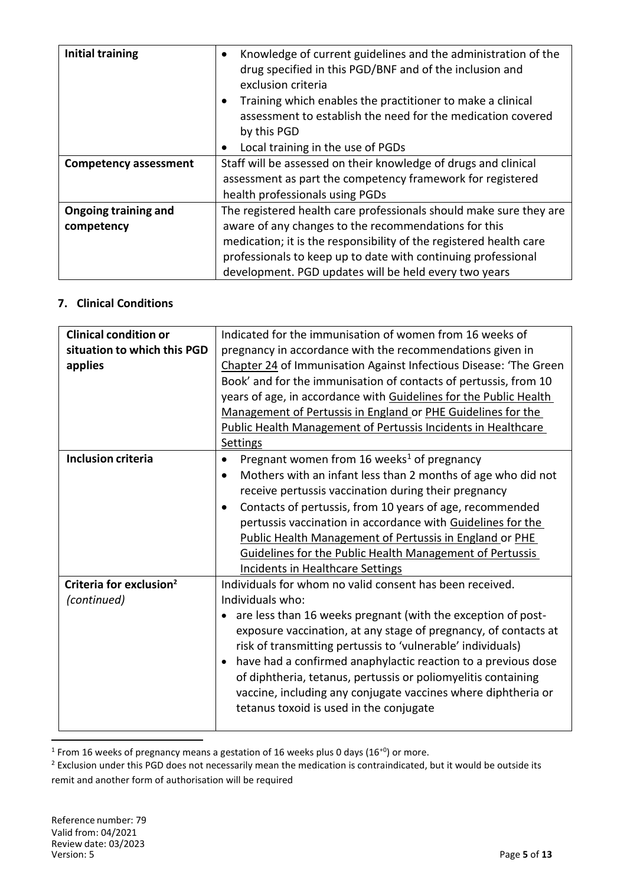| | |
|---|---|
| **Initial training** | • Knowledge of current guidelines and the administration of the drug specified in this PGD/BNF and of the inclusion and exclusion criteria<br>• Training which enables the practitioner to make a clinical assessment to establish the need for the medication covered by this PGD<br>• Local training in the use of PGDs |
| **Competency assessment** | Staff will be assessed on their knowledge of drugs and clinical assessment as part the competency framework for registered health professionals using PGDs |
| **Ongoing training and competency** | The registered health care professionals should make sure they are aware of any changes to the recommendations for this medication; it is the responsibility of the registered health care professionals to keep up to date with continuing professional development. PGD updates will be held every two years |

### 7. Clinical Conditions

| | |
|---|---|
| **Clinical condition or situation to which this PGD applies** | Indicated for the immunisation of women from 16 weeks of pregnancy in accordance with the recommendations given in Chapter 24 of Immunisation Against Infectious Disease: 'The Green Book' and for the immunisation of contacts of pertussis, from 10 years of age, in accordance with Guidelines for the Public Health Management of Pertussis in England or PHE Guidelines for the Public Health Management of Pertussis Incidents in Healthcare Settings |
| **Inclusion criteria** | • Pregnant women from 16 weeks[1] of pregnancy<br>• Mothers with an infant less than 2 months of age who did not receive pertussis vaccination during their pregnancy<br>• Contacts of pertussis, from 10 years of age, recommended pertussis vaccination in accordance with Guidelines for the Public Health Management of Pertussis in England or PHE Guidelines for the Public Health Management of Pertussis Incidents in Healthcare Settings |
| **Criteria for exclusion[2]** *(continued)* | Individuals for whom no valid consent has been received.<br>Individuals who:<br>• are less than 16 weeks pregnant (with the exception of post-exposure vaccination, at any stage of pregnancy, of contacts at risk of transmitting pertussis to 'vulnerable' individuals)<br>• have had a confirmed anaphylactic reaction to a previous dose of diphtheria, tetanus, pertussis or poliomyelitis containing vaccine, including any conjugate vaccines where diphtheria or tetanus toxoid is used in the conjugate |

[1] From 16 weeks of pregnancy means a gestation of 16 weeks plus 0 days ($16^{+0}$) or more.

[2] Exclusion under this PGD does not necessarily mean the medication is contraindicated, but it would be outside its remit and another form of authorisation will be required

Reference number: 79
Valid from: 04/2021
Review date: 03/2023
Version: 5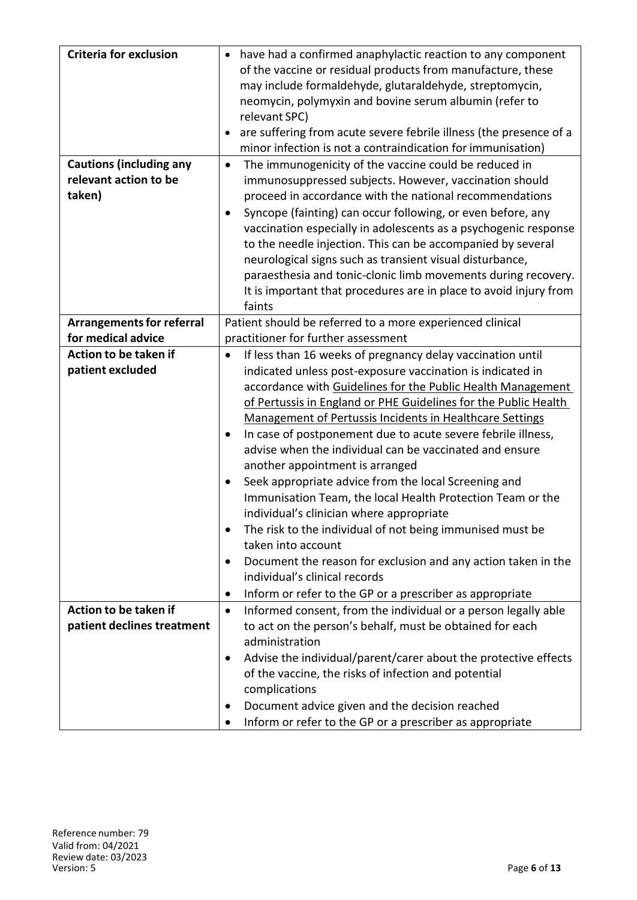| | |
|---|---|
| **Criteria for exclusion** | • have had a confirmed anaphylactic reaction to any component of the vaccine or residual products from manufacture, these may include formaldehyde, glutaraldehyde, streptomycin, neomycin, polymyxin and bovine serum albumin (refer to relevant SPC)<br>• are suffering from acute severe febrile illness (the presence of a minor infection is not a contraindication for immunisation) |
| **Cautions (including any relevant action to be taken)** | • The immunogenicity of the vaccine could be reduced in immunosuppressed subjects. However, vaccination should proceed in accordance with the national recommendations<br>• Syncope (fainting) can occur following, or even before, any vaccination especially in adolescents as a psychogenic response to the needle injection. This can be accompanied by several neurological signs such as transient visual disturbance, paraesthesia and tonic-clonic limb movements during recovery. It is important that procedures are in place to avoid injury from faints |
| **Arrangements for referral for medical advice** | Patient should be referred to a more experienced clinical practitioner for further assessment |
| **Action to be taken if patient excluded** | • If less than 16 weeks of pregnancy delay vaccination until indicated unless post-exposure vaccination is indicated in accordance with Guidelines for the Public Health Management of Pertussis in England or PHE Guidelines for the Public Health Management of Pertussis Incidents in Healthcare Settings<br>• In case of postponement due to acute severe febrile illness, advise when the individual can be vaccinated and ensure another appointment is arranged<br>• Seek appropriate advice from the local Screening and Immunisation Team, the local Health Protection Team or the individual's clinician where appropriate<br>• The risk to the individual of not being immunised must be taken into account<br>• Document the reason for exclusion and any action taken in the individual's clinical records<br>• Inform or refer to the GP or a prescriber as appropriate |
| **Action to be taken if patient declines treatment** | • Informed consent, from the individual or a person legally able to act on the person's behalf, must be obtained for each administration<br>• Advise the individual/parent/carer about the protective effects of the vaccine, the risks of infection and potential complications<br>• Document advice given and the decision reached<br>• Inform or refer to the GP or a prescriber as appropriate |

Reference number: 79
Valid from: 04/2021
Review date: 03/2023
Version: 5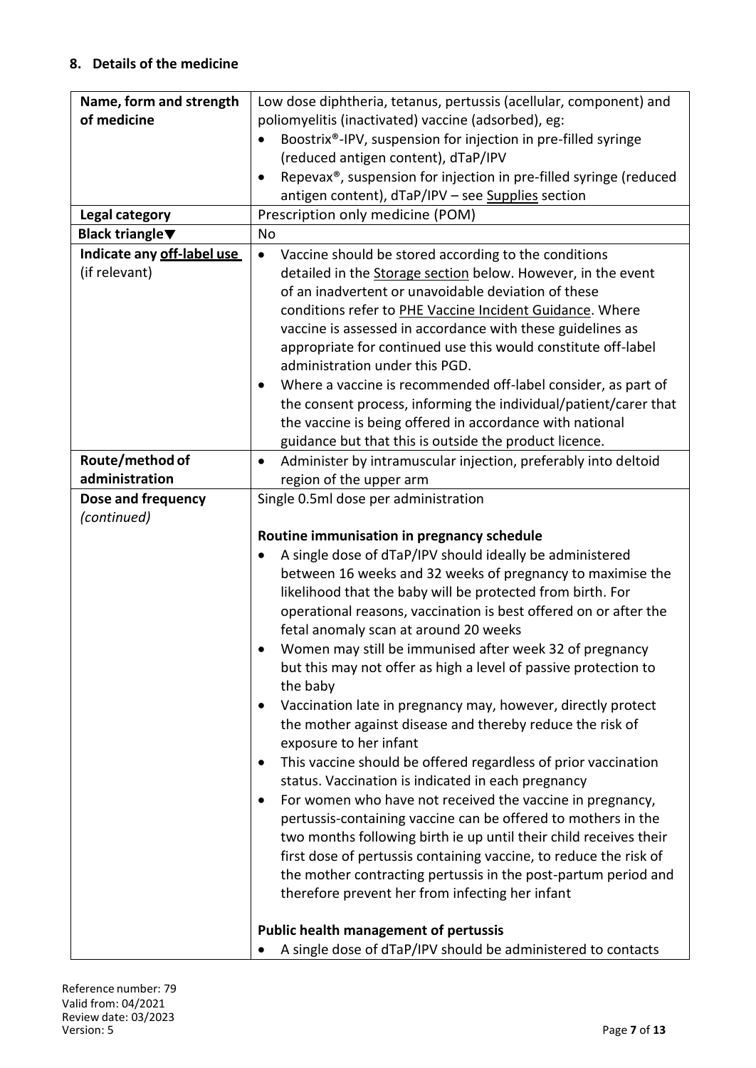## 8. Details of the medicine

| | |
|---|---|
| **Name, form and strength of medicine** | Low dose diphtheria, tetanus, pertussis (acellular, component) and poliomyelitis (inactivated) vaccine (adsorbed), eg:<br>• Boostrix®-IPV, suspension for injection in pre-filled syringe (reduced antigen content), dTaP/IPV<br>• Repevax®, suspension for injection in pre-filled syringe (reduced antigen content), dTaP/IPV – see Supplies section |
| **Legal category** | Prescription only medicine (POM) |
| **Black triangle▼** | No |
| **Indicate any off-label use** (if relevant) | • Vaccine should be stored according to the conditions detailed in the Storage section below. However, in the event of an inadvertent or unavoidable deviation of these conditions refer to PHE Vaccine Incident Guidance. Where vaccine is assessed in accordance with these guidelines as appropriate for continued use this would constitute off-label administration under this PGD.<br>• Where a vaccine is recommended off-label consider, as part of the consent process, informing the individual/patient/carer that the vaccine is being offered in accordance with national guidance but that this is outside the product licence. |
| **Route/method of administration** | • Administer by intramuscular injection, preferably into deltoid region of the upper arm |
| **Dose and frequency** *(continued)* | Single 0.5ml dose per administration<br><br>**Routine immunisation in pregnancy schedule**<br>• A single dose of dTaP/IPV should ideally be administered between 16 weeks and 32 weeks of pregnancy to maximise the likelihood that the baby will be protected from birth. For operational reasons, vaccination is best offered on or after the fetal anomaly scan at around 20 weeks<br>• Women may still be immunised after week 32 of pregnancy but this may not offer as high a level of passive protection to the baby<br>• Vaccination late in pregnancy may, however, directly protect the mother against disease and thereby reduce the risk of exposure to her infant<br>• This vaccine should be offered regardless of prior vaccination status. Vaccination is indicated in each pregnancy<br>• For women who have not received the vaccine in pregnancy, pertussis-containing vaccine can be offered to mothers in the two months following birth ie up until their child receives their first dose of pertussis containing vaccine, to reduce the risk of the mother contracting pertussis in the post-partum period and therefore prevent her from infecting her infant<br><br>**Public health management of pertussis**<br>• A single dose of dTaP/IPV should be administered to contacts |

Reference number: 79
Valid from: 04/2021
Review date: 03/2023
Version: 5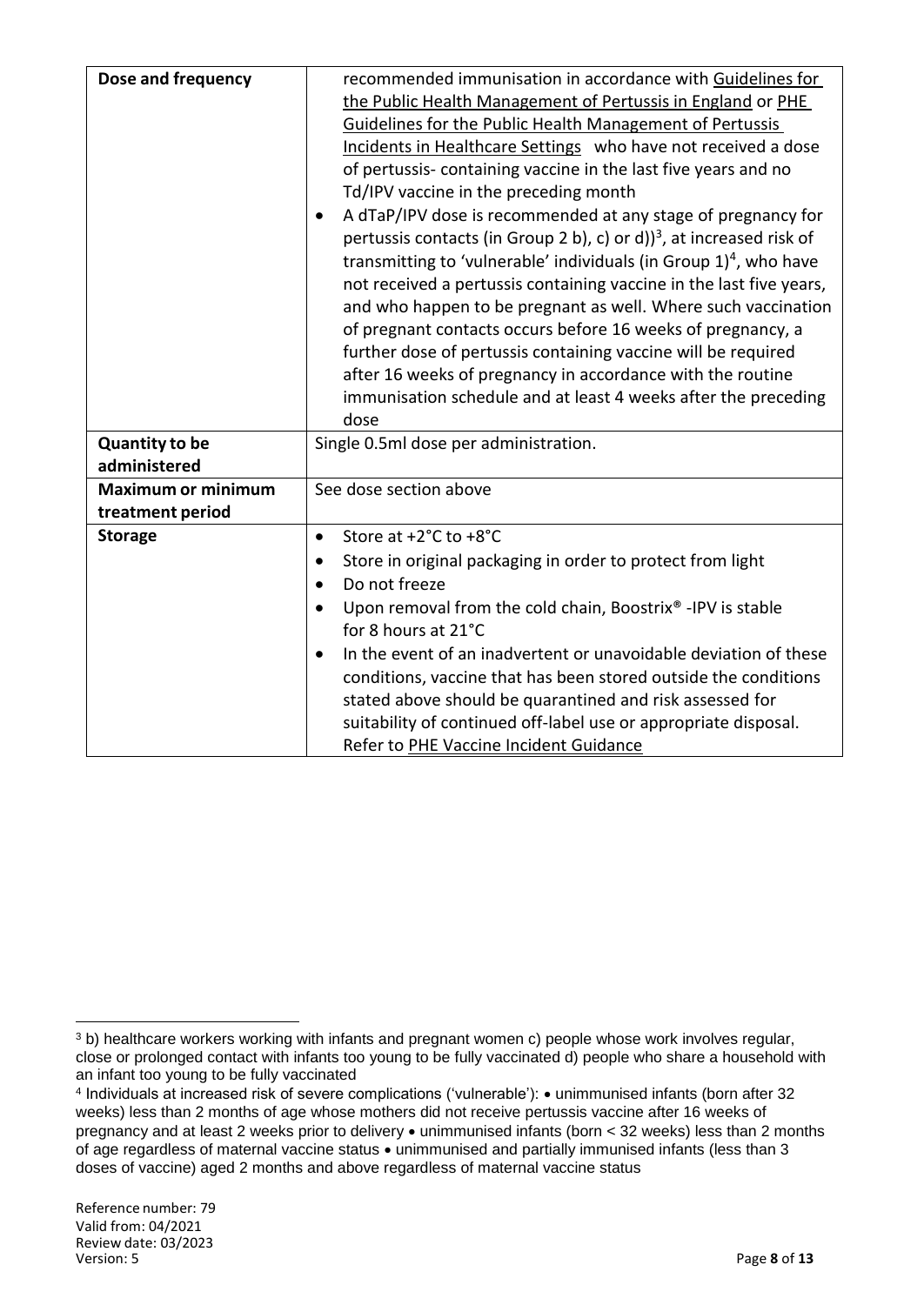| | |
|---|---|
| **Dose and frequency** | recommended immunisation in accordance with Guidelines for the Public Health Management of Pertussis in England or PHE Guidelines for the Public Health Management of Pertussis Incidents in Healthcare Settings who have not received a dose of pertussis- containing vaccine in the last five years and no Td/IPV vaccine in the preceding month<br>• A dTaP/IPV dose is recommended at any stage of pregnancy for pertussis contacts (in Group 2 b), c) or d))[3], at increased risk of transmitting to 'vulnerable' individuals (in Group 1)[4], who have not received a pertussis containing vaccine in the last five years, and who happen to be pregnant as well. Where such vaccination of pregnant contacts occurs before 16 weeks of pregnancy, a further dose of pertussis containing vaccine will be required after 16 weeks of pregnancy in accordance with the routine immunisation schedule and at least 4 weeks after the preceding dose |
| **Quantity to be administered** | Single 0.5ml dose per administration. |
| **Maximum or minimum treatment period** | See dose section above |
| **Storage** | • Store at +2°C to +8°C<br>• Store in original packaging in order to protect from light<br>• Do not freeze<br>• Upon removal from the cold chain, Boostrix® -IPV is stable for 8 hours at 21°C<br>• In the event of an inadvertent or unavoidable deviation of these conditions, vaccine that has been stored outside the conditions stated above should be quarantined and risk assessed for suitability of continued off-label use or appropriate disposal. Refer to PHE Vaccine Incident Guidance |

[3] b) healthcare workers working with infants and pregnant women c) people whose work involves regular, close or prolonged contact with infants too young to be fully vaccinated d) people who share a household with an infant too young to be fully vaccinated

[4] Individuals at increased risk of severe complications ('vulnerable'): • unimmunised infants (born after 32 weeks) less than 2 months of age whose mothers did not receive pertussis vaccine after 16 weeks of pregnancy and at least 2 weeks prior to delivery • unimmunised infants (born < 32 weeks) less than 2 months of age regardless of maternal vaccine status • unimmunised and partially immunised infants (less than 3 doses of vaccine) aged 2 months and above regardless of maternal vaccine status

Reference number: 79
Valid from: 04/2021
Review date: 03/2023
Version: 5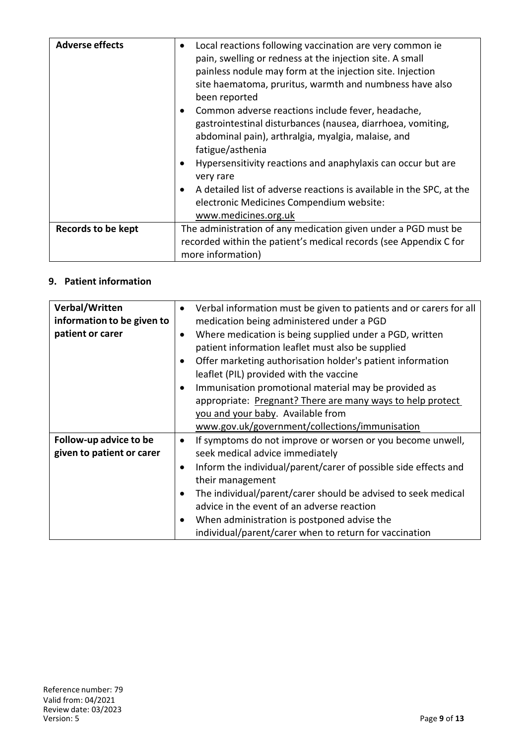| | |
|---|---|
| **Adverse effects** | • Local reactions following vaccination are very common ie pain, swelling or redness at the injection site. A small painless nodule may form at the injection site. Injection site haematoma, pruritus, warmth and numbness have also been reported<br>• Common adverse reactions include fever, headache, gastrointestinal disturbances (nausea, diarrhoea, vomiting, abdominal pain), arthralgia, myalgia, malaise, and fatigue/asthenia<br>• Hypersensitivity reactions and anaphylaxis can occur but are very rare<br>• A detailed list of adverse reactions is available in the SPC, at the electronic Medicines Compendium website: www.medicines.org.uk |
| **Records to be kept** | The administration of any medication given under a PGD must be recorded within the patient's medical records (see Appendix C for more information) |

## 9. Patient information

| | |
|---|---|
| **Verbal/Written information to be given to patient or carer** | • Verbal information must be given to patients and or carers for all medication being administered under a PGD<br>• Where medication is being supplied under a PGD, written patient information leaflet must also be supplied<br>• Offer marketing authorisation holder's patient information leaflet (PIL) provided with the vaccine<br>• Immunisation promotional material may be provided as appropriate: Pregnant? There are many ways to help protect you and your baby. Available from www.gov.uk/government/collections/immunisation |
| **Follow-up advice to be given to patient or carer** | • If symptoms do not improve or worsen or you become unwell, seek medical advice immediately<br>• Inform the individual/parent/carer of possible side effects and their management<br>• The individual/parent/carer should be advised to seek medical advice in the event of an adverse reaction<br>• When administration is postponed advise the individual/parent/carer when to return for vaccination |

Reference number: 79
Valid from: 04/2021
Review date: 03/2023
Version: 5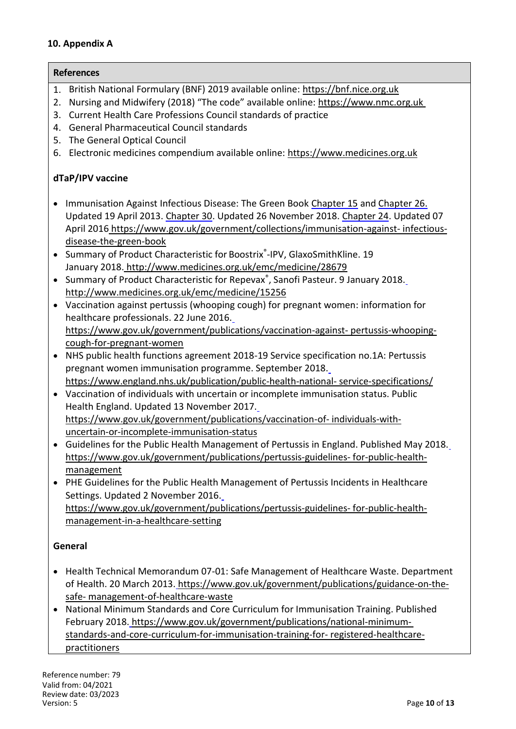## 10. Appendix A

**References**

1. British National Formulary (BNF) 2019 available online: https://bnf.nice.org.uk
2. Nursing and Midwifery (2018) "The code" available online: https://www.nmc.org.uk
3. Current Health Care Professions Council standards of practice
4. General Pharmaceutical Council standards
5. The General Optical Council
6. Electronic medicines compendium available online: https://www.medicines.org.uk

**dTaP/IPV vaccine**

- Immunisation Against Infectious Disease: The Green Book Chapter 15 and Chapter 26. Updated 19 April 2013. Chapter 30. Updated 26 November 2018. Chapter 24. Updated 07 April 2016 https://www.gov.uk/government/collections/immunisation-against- infectious-disease-the-green-book
- Summary of Product Characteristic for Boostrix®-IPV, GlaxoSmithKline. 19 January 2018. http://www.medicines.org.uk/emc/medicine/28679
- Summary of Product Characteristic for Repevax®, Sanofi Pasteur. 9 January 2018. http://www.medicines.org.uk/emc/medicine/15256
- Vaccination against pertussis (whooping cough) for pregnant women: information for healthcare professionals. 22 June 2016. https://www.gov.uk/government/publications/vaccination-against- pertussis-whooping-cough-for-pregnant-women
- NHS public health functions agreement 2018-19 Service specification no.1A: Pertussis pregnant women immunisation programme. September 2018. https://www.england.nhs.uk/publication/public-health-national- service-specifications/
- Vaccination of individuals with uncertain or incomplete immunisation status. Public Health England. Updated 13 November 2017. https://www.gov.uk/government/publications/vaccination-of- individuals-with-uncertain-or-incomplete-immunisation-status
- Guidelines for the Public Health Management of Pertussis in England. Published May 2018. https://www.gov.uk/government/publications/pertussis-guidelines- for-public-health-management
- PHE Guidelines for the Public Health Management of Pertussis Incidents in Healthcare Settings. Updated 2 November 2016. https://www.gov.uk/government/publications/pertussis-guidelines- for-public-health-management-in-a-healthcare-setting

**General**

- Health Technical Memorandum 07-01: Safe Management of Healthcare Waste. Department of Health. 20 March 2013. https://www.gov.uk/government/publications/guidance-on-the-safe- management-of-healthcare-waste
- National Minimum Standards and Core Curriculum for Immunisation Training. Published February 2018. https://www.gov.uk/government/publications/national-minimum-standards-and-core-curriculum-for-immunisation-training-for- registered-healthcare-practitioners

Reference number: 79
Valid from: 04/2021
Review date: 03/2023
Version: 5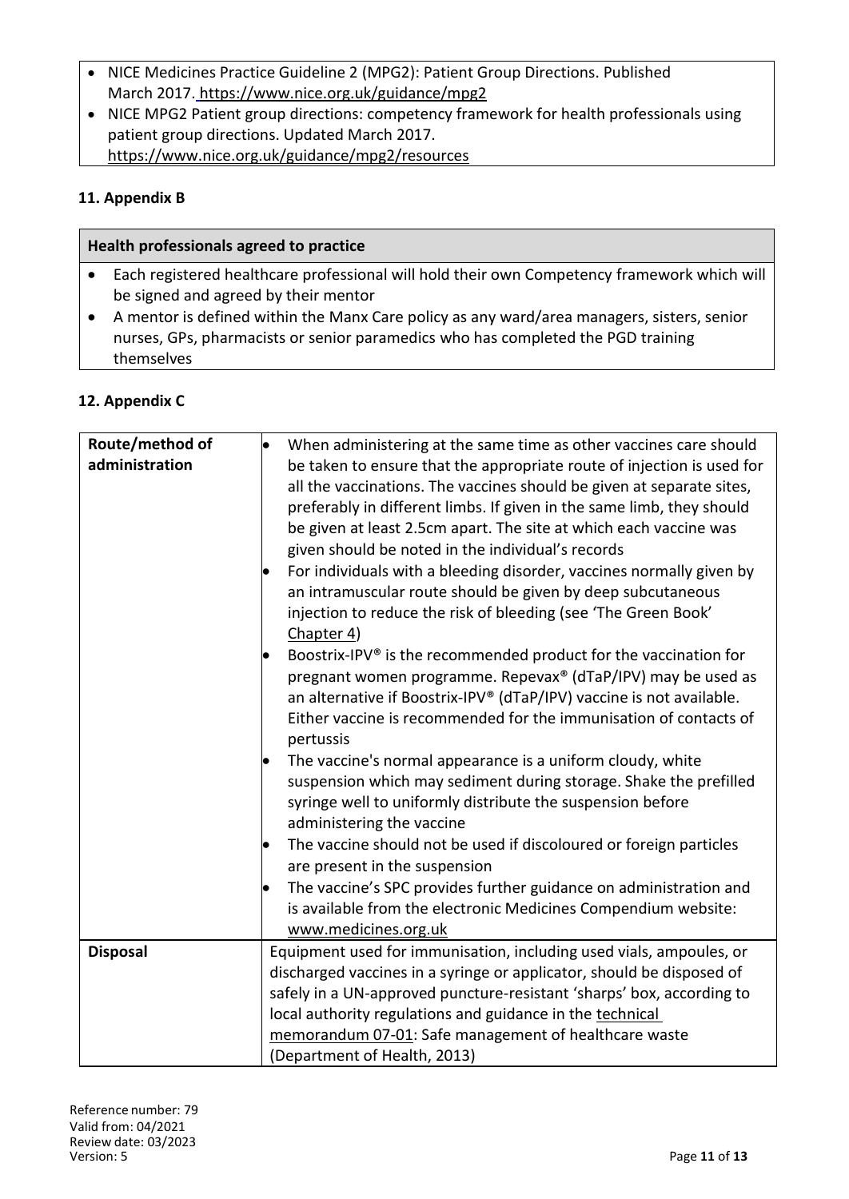- NICE Medicines Practice Guideline 2 (MPG2): Patient Group Directions. Published March 2017. https://www.nice.org.uk/guidance/mpg2
- NICE MPG2 Patient group directions: competency framework for health professionals using patient group directions. Updated March 2017. https://www.nice.org.uk/guidance/mpg2/resources

## 11. Appendix B

| Health professionals agreed to practice |
|---|
| • Each registered healthcare professional will hold their own Competency framework which will be signed and agreed by their mentor<br>• A mentor is defined within the Manx Care policy as any ward/area managers, sisters, senior nurses, GPs, pharmacists or senior paramedics who has completed the PGD training themselves |

## 12. Appendix C

| | |
|---|---|
| **Route/method of administration** | • When administering at the same time as other vaccines care should be taken to ensure that the appropriate route of injection is used for all the vaccinations. The vaccines should be given at separate sites, preferably in different limbs. If given in the same limb, they should be given at least 2.5cm apart. The site at which each vaccine was given should be noted in the individual's records<br>• For individuals with a bleeding disorder, vaccines normally given by an intramuscular route should be given by deep subcutaneous injection to reduce the risk of bleeding (see 'The Green Book' Chapter 4)<br>• Boostrix-IPV® is the recommended product for the vaccination for pregnant women programme. Repevax® (dTaP/IPV) may be used as an alternative if Boostrix-IPV® (dTaP/IPV) vaccine is not available. Either vaccine is recommended for the immunisation of contacts of pertussis<br>• The vaccine's normal appearance is a uniform cloudy, white suspension which may sediment during storage. Shake the prefilled syringe well to uniformly distribute the suspension before administering the vaccine<br>• The vaccine should not be used if discoloured or foreign particles are present in the suspension<br>• The vaccine's SPC provides further guidance on administration and is available from the electronic Medicines Compendium website: www.medicines.org.uk |
| **Disposal** | Equipment used for immunisation, including used vials, ampoules, or discharged vaccines in a syringe or applicator, should be disposed of safely in a UN-approved puncture-resistant 'sharps' box, according to local authority regulations and guidance in the technical memorandum 07-01: Safe management of healthcare waste (Department of Health, 2013) |

Reference number: 79
Valid from: 04/2021
Review date: 03/2023
Version: 5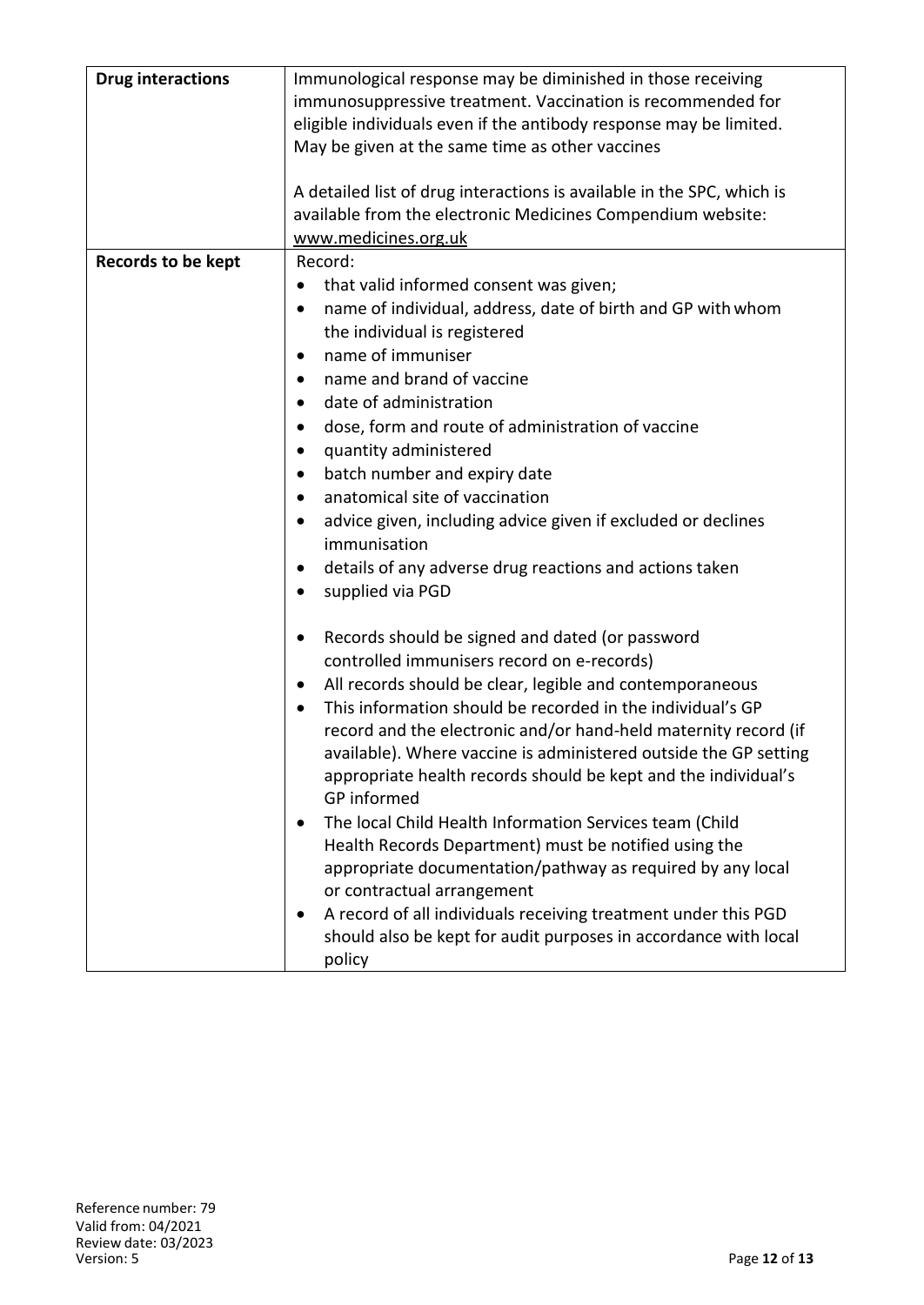| | |
|---|---|
| **Drug interactions** | Immunological response may be diminished in those receiving immunosuppressive treatment. Vaccination is recommended for eligible individuals even if the antibody response may be limited. May be given at the same time as other vaccines<br><br>A detailed list of drug interactions is available in the SPC, which is available from the electronic Medicines Compendium website: www.medicines.org.uk |
| **Records to be kept** | Record:<br>• that valid informed consent was given;<br>• name of individual, address, date of birth and GP with whom the individual is registered<br>• name of immuniser<br>• name and brand of vaccine<br>• date of administration<br>• dose, form and route of administration of vaccine<br>• quantity administered<br>• batch number and expiry date<br>• anatomical site of vaccination<br>• advice given, including advice given if excluded or declines immunisation<br>• details of any adverse drug reactions and actions taken<br>• supplied via PGD<br><br>• Records should be signed and dated (or password controlled immunisers record on e-records)<br>• All records should be clear, legible and contemporaneous<br>• This information should be recorded in the individual's GP record and the electronic and/or hand-held maternity record (if available). Where vaccine is administered outside the GP setting appropriate health records should be kept and the individual's GP informed<br>• The local Child Health Information Services team (Child Health Records Department) must be notified using the appropriate documentation/pathway as required by any local or contractual arrangement<br>• A record of all individuals receiving treatment under this PGD should also be kept for audit purposes in accordance with local policy |

Reference number: 79
Valid from: 04/2021
Review date: 03/2023
Version: 5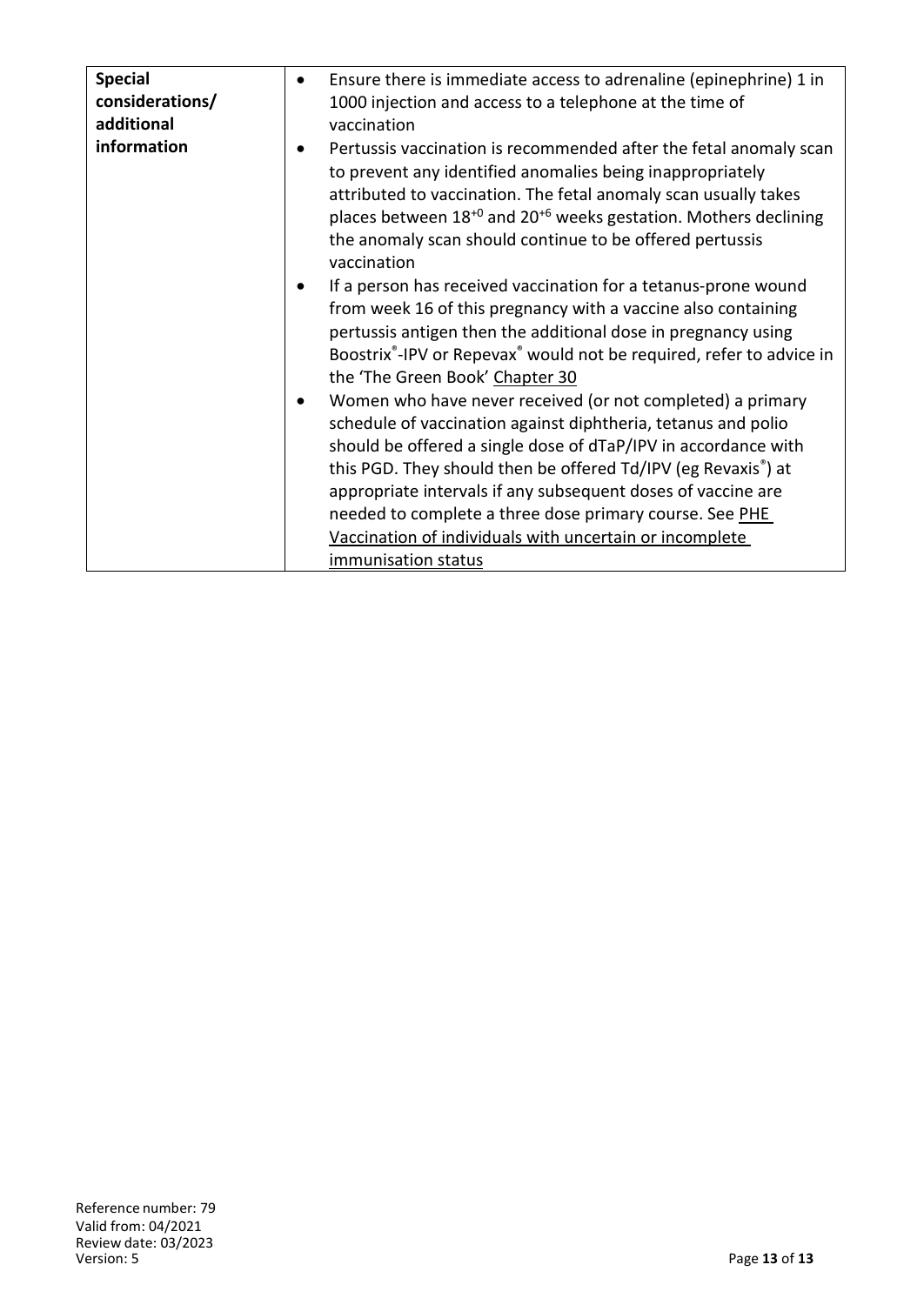| | |
|---|---|
| **Special considerations/ additional information** | • Ensure there is immediate access to adrenaline (epinephrine) 1 in 1000 injection and access to a telephone at the time of vaccination<br>• Pertussis vaccination is recommended after the fetal anomaly scan to prevent any identified anomalies being inappropriately attributed to vaccination. The fetal anomaly scan usually takes places between $18^{+0}$ and $20^{+6}$ weeks gestation. Mothers declining the anomaly scan should continue to be offered pertussis vaccination<br>• If a person has received vaccination for a tetanus-prone wound from week 16 of this pregnancy with a vaccine also containing pertussis antigen then the additional dose in pregnancy using Boostrix®-IPV or Repevax® would not be required, refer to advice in the 'The Green Book' Chapter 30<br>• Women who have never received (or not completed) a primary schedule of vaccination against diphtheria, tetanus and polio should be offered a single dose of dTaP/IPV in accordance with this PGD. They should then be offered Td/IPV (eg Revaxis®) at appropriate intervals if any subsequent doses of vaccine are needed to complete a three dose primary course. See PHE Vaccination of individuals with uncertain or incomplete immunisation status |

Reference number: 79
Valid from: 04/2021
Review date: 03/2023
Version: 5